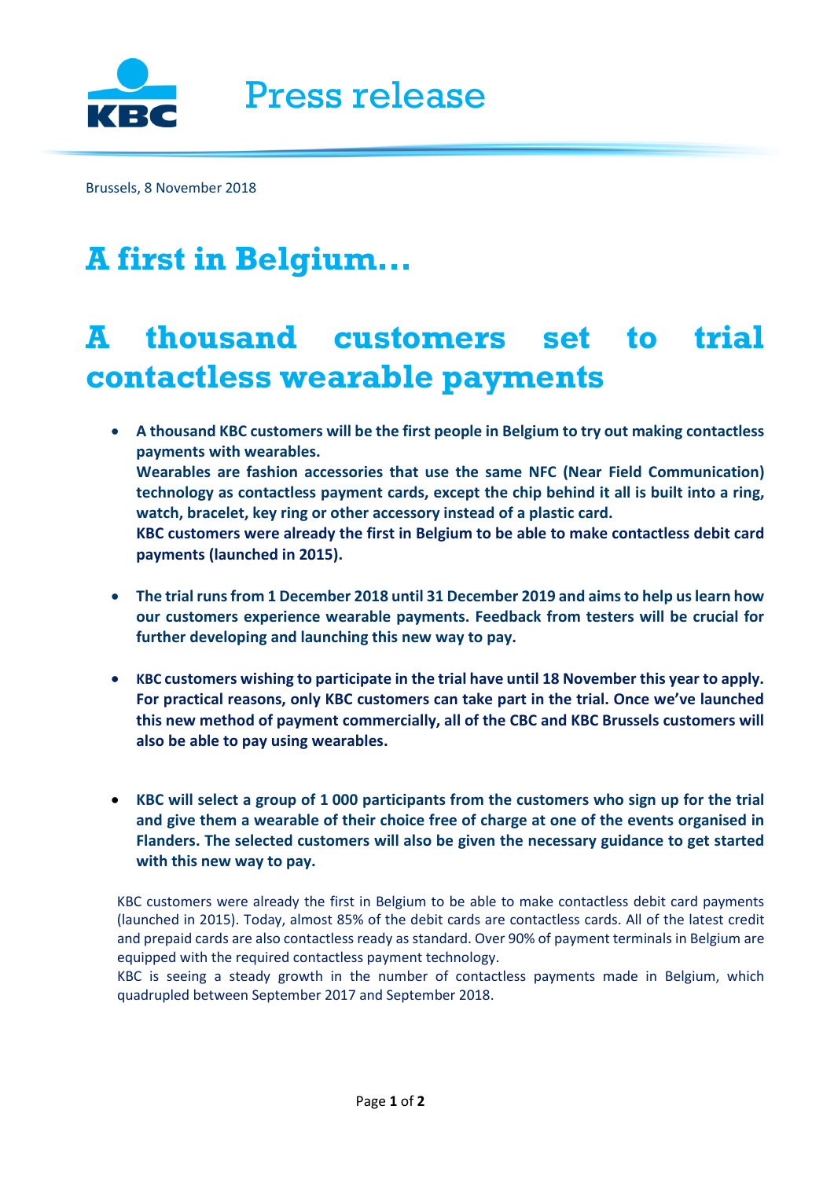Press release

Brussels, 8 November 2018

# A first in Belgium…

# A thousand customers set to trial contactless wearable payments

- **A thousand KBC customers will be the first people in Belgium to try out making contactless payments with wearables.**
  **Wearables are fashion accessories that use the same NFC (Near Field Communication) technology as contactless payment cards, except the chip behind it all is built into a ring, watch, bracelet, key ring or other accessory instead of a plastic card.**
  **KBC customers were already the first in Belgium to be able to make contactless debit card payments (launched in 2015).**

- **The trial runs from 1 December 2018 until 31 December 2019 and aims to help us learn how our customers experience wearable payments. Feedback from testers will be crucial for further developing and launching this new way to pay.**

- **KBC customers wishing to participate in the trial have until 18 November this year to apply. For practical reasons, only KBC customers can take part in the trial. Once we've launched this new method of payment commercially, all of the CBC and KBC Brussels customers will also be able to pay using wearables.**

- **KBC will select a group of 1 000 participants from the customers who sign up for the trial and give them a wearable of their choice free of charge at one of the events organised in Flanders. The selected customers will also be given the necessary guidance to get started with this new way to pay.**

KBC customers were already the first in Belgium to be able to make contactless debit card payments (launched in 2015). Today, almost 85% of the debit cards are contactless cards. All of the latest credit and prepaid cards are also contactless ready as standard. Over 90% of payment terminals in Belgium are equipped with the required contactless payment technology.
KBC is seeing a steady growth in the number of contactless payments made in Belgium, which quadrupled between September 2017 and September 2018.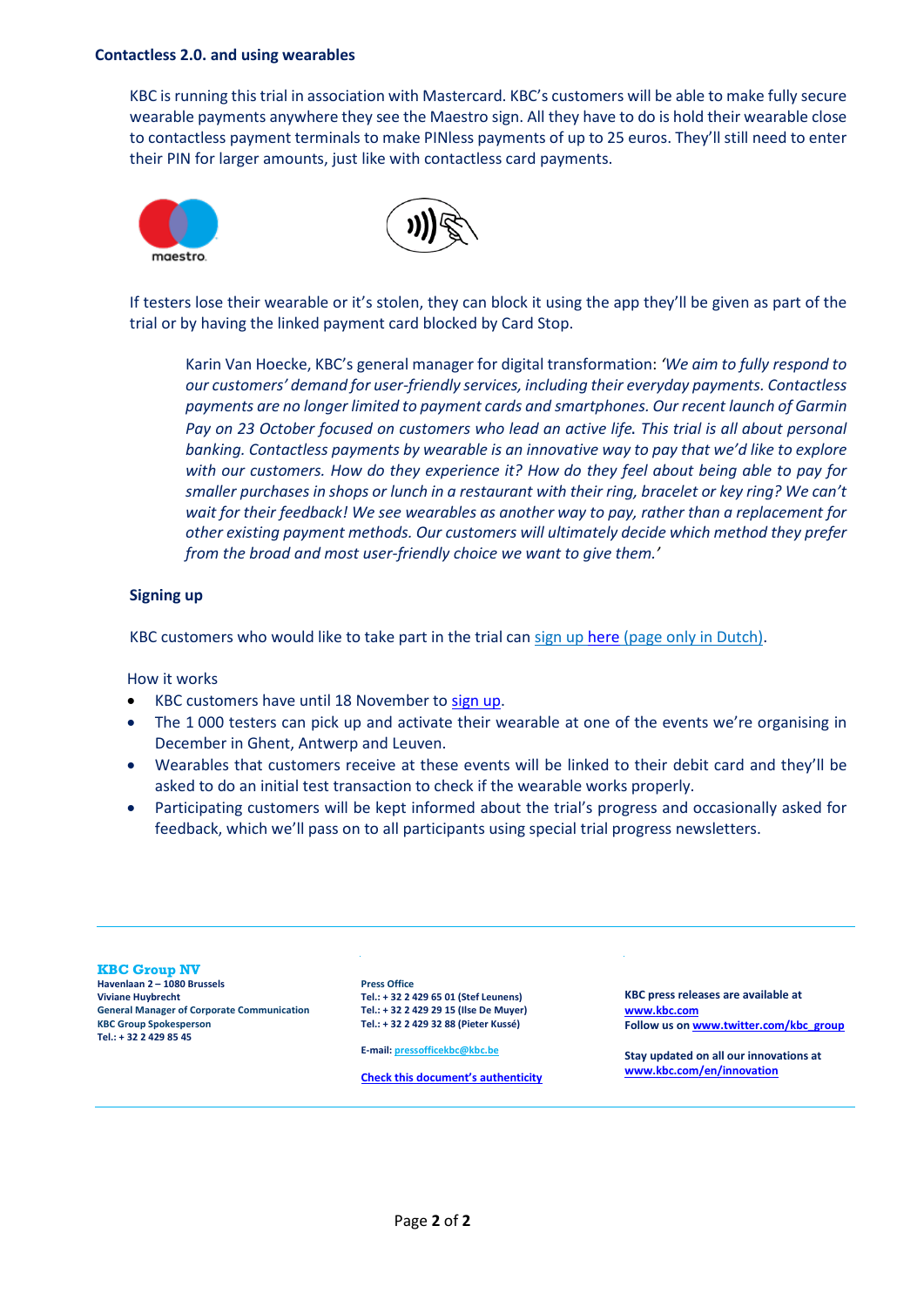### Contactless 2.0. and using wearables

KBC is running this trial in association with Mastercard. KBC's customers will be able to make fully secure wearable payments anywhere they see the Maestro sign. All they have to do is hold their wearable close to contactless payment terminals to make PINless payments of up to 25 euros. They'll still need to enter their PIN for larger amounts, just like with contactless card payments.

maestro

If testers lose their wearable or it's stolen, they can block it using the app they'll be given as part of the trial or by having the linked payment card blocked by Card Stop.

> Karin Van Hoecke, KBC's general manager for digital transformation: *'We aim to fully respond to our customers' demand for user-friendly services, including their everyday payments. Contactless payments are no longer limited to payment cards and smartphones. Our recent launch of Garmin Pay on 23 October focused on customers who lead an active life. This trial is all about personal banking. Contactless payments by wearable is an innovative way to pay that we'd like to explore with our customers. How do they experience it? How do they feel about being able to pay for smaller purchases in shops or lunch in a restaurant with their ring, bracelet or key ring? We can't wait for their feedback! We see wearables as another way to pay, rather than a replacement for other existing payment methods. Our customers will ultimately decide which method they prefer from the broad and most user-friendly choice we want to give them.'*

**Signing up**

KBC customers who would like to take part in the trial can sign up here (page only in Dutch).

How it works

- KBC customers have until 18 November to sign up.
- The 1 000 testers can pick up and activate their wearable at one of the events we're organising in December in Ghent, Antwerp and Leuven.
- Wearables that customers receive at these events will be linked to their debit card and they'll be asked to do an initial test transaction to check if the wearable works properly.
- Participating customers will be kept informed about the trial's progress and occasionally asked for feedback, which we'll pass on to all participants using special trial progress newsletters.

---

**KBC Group NV**
Havenlaan 2 – 1080 Brussels
Viviane Huybrecht
General Manager of Corporate Communication
KBC Group Spokesperson
Tel.: + 32 2 429 85 45

Press Office
Tel.: + 32 2 429 65 01 (Stef Leunens)
Tel.: + 32 2 429 29 15 (Ilse De Muyer)
Tel.: + 32 2 429 32 88 (Pieter Kussé)

E-mail: pressofficekbc@kbc.be

Check this document's authenticity

KBC press releases are available at www.kbc.com
Follow us on www.twitter.com/kbc_group

Stay updated on all our innovations at www.kbc.com/en/innovation